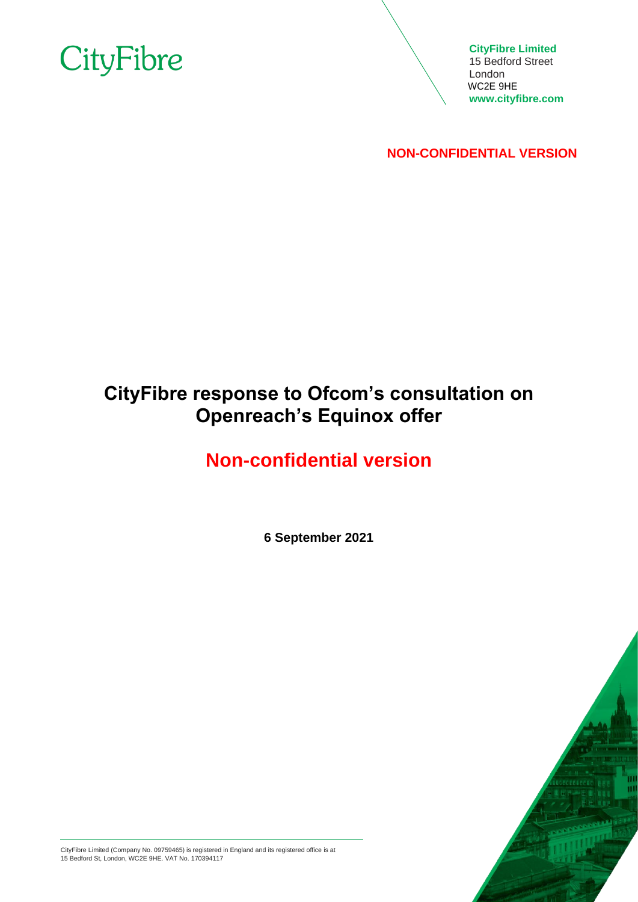CityFibre

**CityFibre Limited**
15 Bedford Street
London
WC2E 9HE
**www.cityfibre.com**

**NON-CONFIDENTIAL VERSION**

# CityFibre response to Ofcom's consultation on Openreach's Equinox offer

## Non-confidential version

**6 September 2021**

CityFibre Limited (Company No. 09759465) is registered in England and its registered office is at 15 Bedford St, London, WC2E 9HE. VAT No. 170394117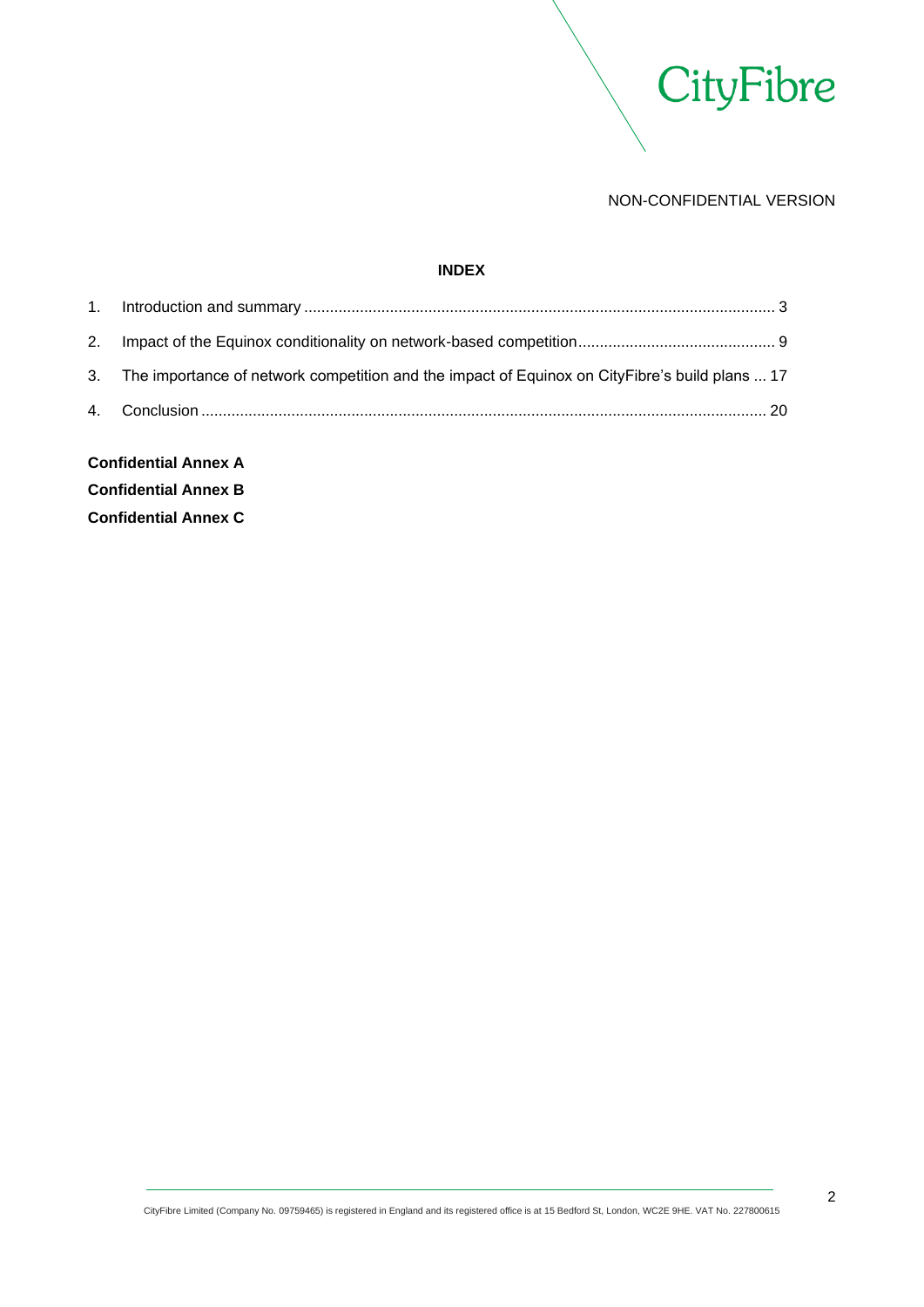NON-CONFIDENTIAL VERSION

**INDEX**

1. Introduction and summary ............................................................................................................ 3
2. Impact of the Equinox conditionality on network-based competition............................................. 9
3. The importance of network competition and the impact of Equinox on CityFibre's build plans ... 17
4. Conclusion .................................................................................................................................. 20

**Confidential Annex A**

**Confidential Annex B**

**Confidential Annex C**

CityFibre Limited (Company No. 09759465) is registered in England and its registered office is at 15 Bedford St, London, WC2E 9HE. VAT No. 227800615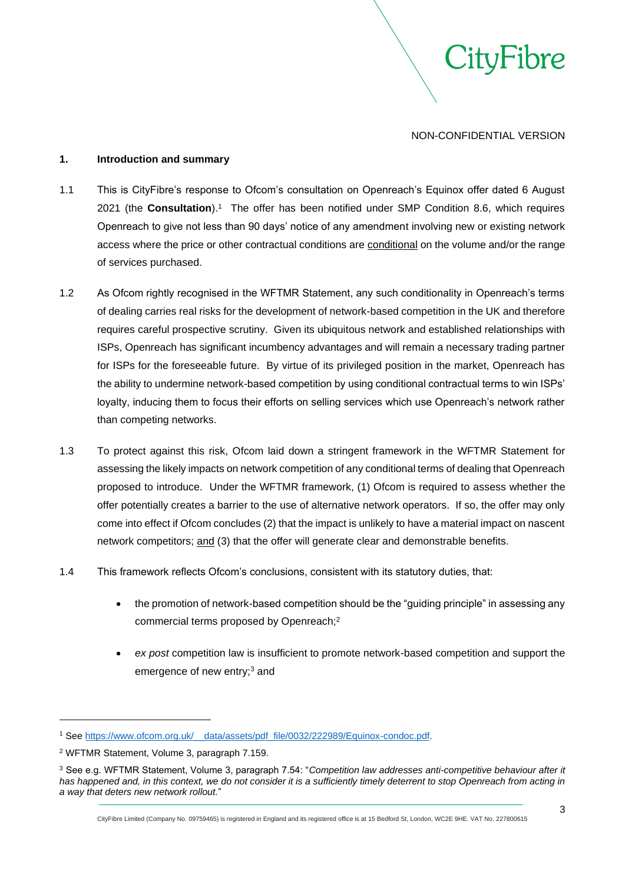NON-CONFIDENTIAL VERSION

## 1. Introduction and summary

1.1 This is CityFibre's response to Ofcom's consultation on Openreach's Equinox offer dated 6 August 2021 (the **Consultation**).[1] The offer has been notified under SMP Condition 8.6, which requires Openreach to give not less than 90 days' notice of any amendment involving new or existing network access where the price or other contractual conditions are conditional on the volume and/or the range of services purchased.

1.2 As Ofcom rightly recognised in the WFTMR Statement, any such conditionality in Openreach's terms of dealing carries real risks for the development of network-based competition in the UK and therefore requires careful prospective scrutiny. Given its ubiquitous network and established relationships with ISPs, Openreach has significant incumbency advantages and will remain a necessary trading partner for ISPs for the foreseeable future. By virtue of its privileged position in the market, Openreach has the ability to undermine network-based competition by using conditional contractual terms to win ISPs' loyalty, inducing them to focus their efforts on selling services which use Openreach's network rather than competing networks.

1.3 To protect against this risk, Ofcom laid down a stringent framework in the WFTMR Statement for assessing the likely impacts on network competition of any conditional terms of dealing that Openreach proposed to introduce. Under the WFTMR framework, (1) Ofcom is required to assess whether the offer potentially creates a barrier to the use of alternative network operators. If so, the offer may only come into effect if Ofcom concludes (2) that the impact is unlikely to have a material impact on nascent network competitors; and (3) that the offer will generate clear and demonstrable benefits.

1.4 This framework reflects Ofcom's conclusions, consistent with its statutory duties, that:

- the promotion of network-based competition should be the "guiding principle" in assessing any commercial terms proposed by Openreach;[2]
- *ex post* competition law is insufficient to promote network-based competition and support the emergence of new entry;[3] and

---

[1] See https://www.ofcom.org.uk/__data/assets/pdf_file/0032/222989/Equinox-condoc.pdf.

[2] WFTMR Statement, Volume 3, paragraph 7.159.

[3] See e.g. WFTMR Statement, Volume 3, paragraph 7.54: "*Competition law addresses anti-competitive behaviour after it has happened and, in this context, we do not consider it is a sufficiently timely deterrent to stop Openreach from acting in a way that deters new network rollout.*"

CityFibre Limited (Company No. 09759465) is registered in England and its registered office is at 15 Bedford St, London, WC2E 9HE. VAT No. 227800615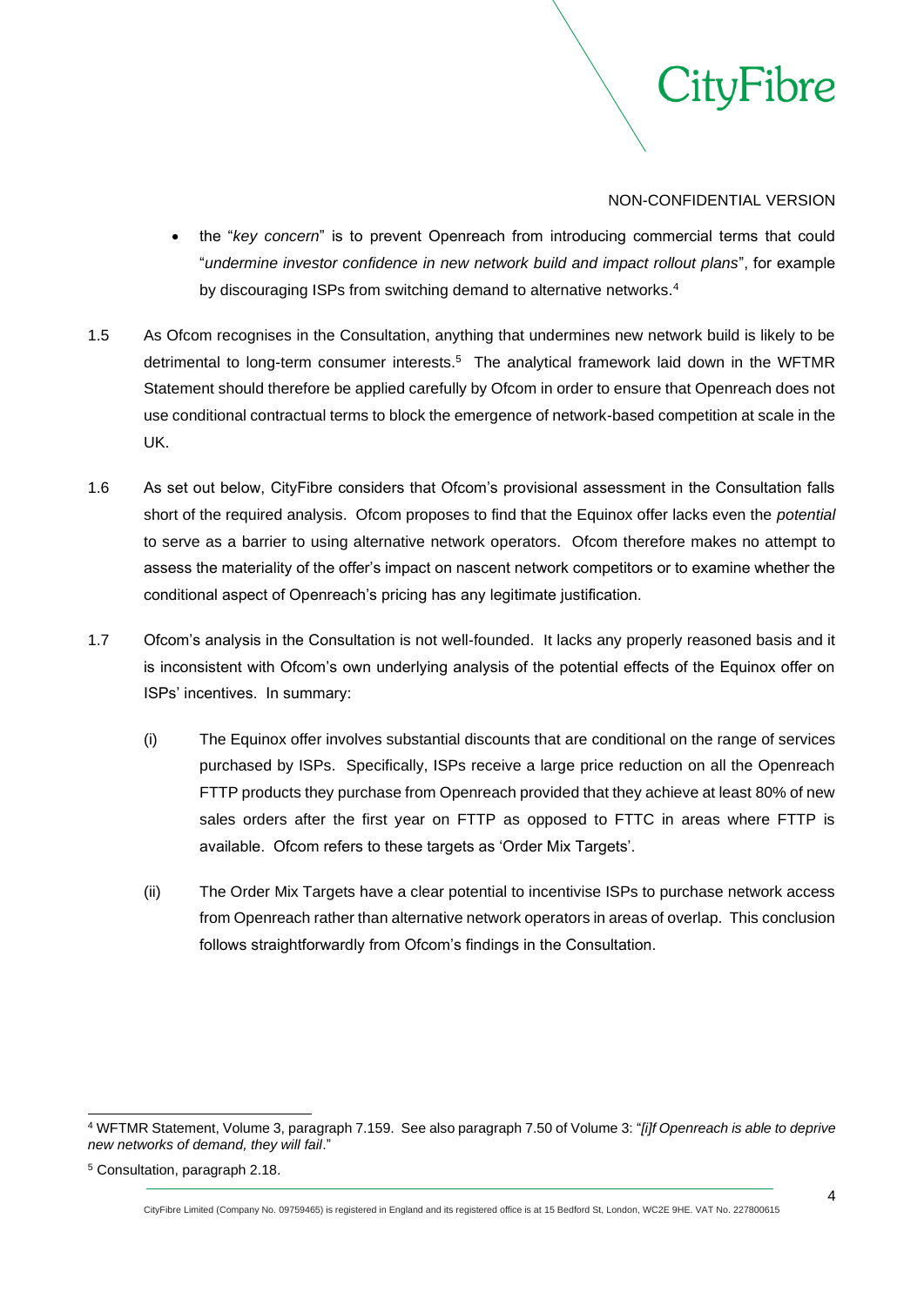- the "*key concern*" is to prevent Openreach from introducing commercial terms that could "*undermine investor confidence in new network build and impact rollout plans*", for example by discouraging ISPs from switching demand to alternative networks.[4]

1.5 As Ofcom recognises in the Consultation, anything that undermines new network build is likely to be detrimental to long-term consumer interests.[5] The analytical framework laid down in the WFTMR Statement should therefore be applied carefully by Ofcom in order to ensure that Openreach does not use conditional contractual terms to block the emergence of network-based competition at scale in the UK.

1.6 As set out below, CityFibre considers that Ofcom's provisional assessment in the Consultation falls short of the required analysis. Ofcom proposes to find that the Equinox offer lacks even the *potential* to serve as a barrier to using alternative network operators. Ofcom therefore makes no attempt to assess the materiality of the offer's impact on nascent network competitors or to examine whether the conditional aspect of Openreach's pricing has any legitimate justification.

1.7 Ofcom's analysis in the Consultation is not well-founded. It lacks any properly reasoned basis and it is inconsistent with Ofcom's own underlying analysis of the potential effects of the Equinox offer on ISPs' incentives. In summary:

(i) The Equinox offer involves substantial discounts that are conditional on the range of services purchased by ISPs. Specifically, ISPs receive a large price reduction on all the Openreach FTTP products they purchase from Openreach provided that they achieve at least 80% of new sales orders after the first year on FTTP as opposed to FTTC in areas where FTTP is available. Ofcom refers to these targets as 'Order Mix Targets'.

(ii) The Order Mix Targets have a clear potential to incentivise ISPs to purchase network access from Openreach rather than alternative network operators in areas of overlap. This conclusion follows straightforwardly from Ofcom's findings in the Consultation.

---

[4] WFTMR Statement, Volume 3, paragraph 7.159. See also paragraph 7.50 of Volume 3: "*[i]f Openreach is able to deprive new networks of demand, they will fail*."

[5] Consultation, paragraph 2.18.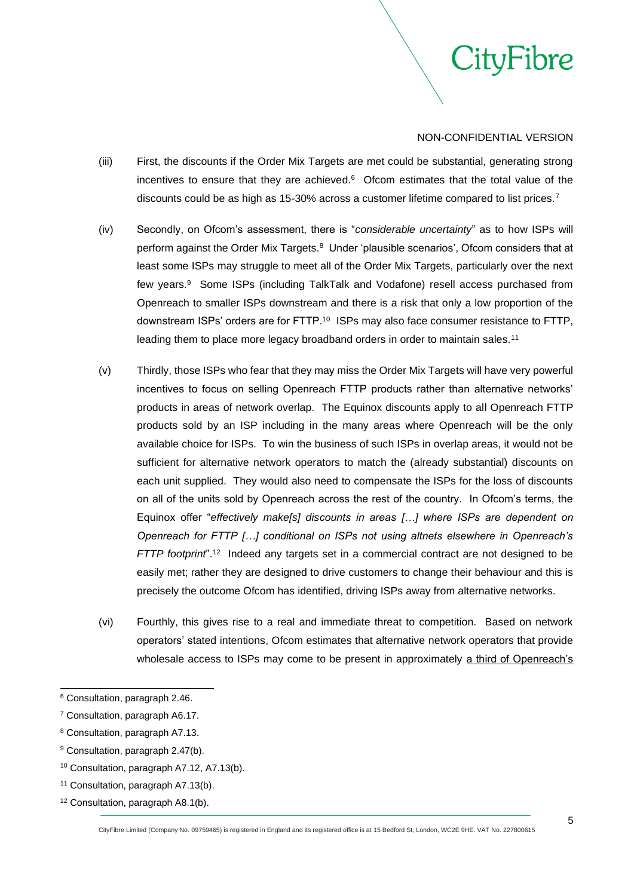NON-CONFIDENTIAL VERSION

(iii) First, the discounts if the Order Mix Targets are met could be substantial, generating strong incentives to ensure that they are achieved.[6] Ofcom estimates that the total value of the discounts could be as high as 15-30% across a customer lifetime compared to list prices.[7]

(iv) Secondly, on Ofcom's assessment, there is "*considerable uncertainty*" as to how ISPs will perform against the Order Mix Targets.[8] Under 'plausible scenarios', Ofcom considers that at least some ISPs may struggle to meet all of the Order Mix Targets, particularly over the next few years.[9] Some ISPs (including TalkTalk and Vodafone) resell access purchased from Openreach to smaller ISPs downstream and there is a risk that only a low proportion of the downstream ISPs' orders are for FTTP.[10] ISPs may also face consumer resistance to FTTP, leading them to place more legacy broadband orders in order to maintain sales.[11]

(v) Thirdly, those ISPs who fear that they may miss the Order Mix Targets will have very powerful incentives to focus on selling Openreach FTTP products rather than alternative networks' products in areas of network overlap. The Equinox discounts apply to all Openreach FTTP products sold by an ISP including in the many areas where Openreach will be the only available choice for ISPs. To win the business of such ISPs in overlap areas, it would not be sufficient for alternative network operators to match the (already substantial) discounts on each unit supplied. They would also need to compensate the ISPs for the loss of discounts on all of the units sold by Openreach across the rest of the country. In Ofcom's terms, the Equinox offer "*effectively make[s] discounts in areas […] where ISPs are dependent on Openreach for FTTP […] conditional on ISPs not using altnets elsewhere in Openreach's FTTP footprint*".[12] Indeed any targets set in a commercial contract are not designed to be easily met; rather they are designed to drive customers to change their behaviour and this is precisely the outcome Ofcom has identified, driving ISPs away from alternative networks.

(vi) Fourthly, this gives rise to a real and immediate threat to competition. Based on network operators' stated intentions, Ofcom estimates that alternative network operators that provide wholesale access to ISPs may come to be present in approximately <u>a third of Openreach's</u>

---

[6] Consultation, paragraph 2.46.

[7] Consultation, paragraph A6.17.

[8] Consultation, paragraph A7.13.

[9] Consultation, paragraph 2.47(b).

[10] Consultation, paragraph A7.12, A7.13(b).

[11] Consultation, paragraph A7.13(b).

[12] Consultation, paragraph A8.1(b).

CityFibre Limited (Company No. 09759465) is registered in England and its registered office is at 15 Bedford St, London, WC2E 9HE. VAT No. 227800615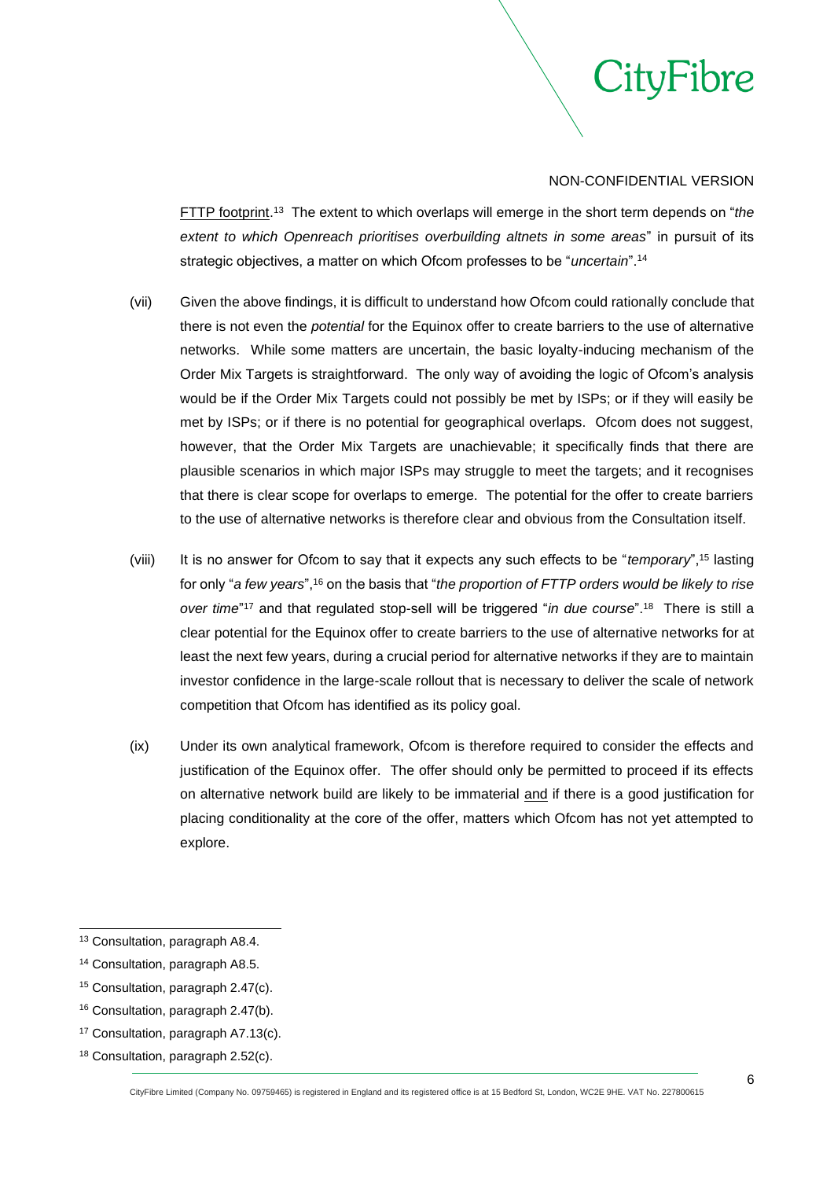FTTP footprint.[13] The extent to which overlaps will emerge in the short term depends on "*the extent to which Openreach prioritises overbuilding altnets in some areas*" in pursuit of its strategic objectives, a matter on which Ofcom professes to be "*uncertain*".[14]

(vii) Given the above findings, it is difficult to understand how Ofcom could rationally conclude that there is not even the *potential* for the Equinox offer to create barriers to the use of alternative networks. While some matters are uncertain, the basic loyalty-inducing mechanism of the Order Mix Targets is straightforward. The only way of avoiding the logic of Ofcom's analysis would be if the Order Mix Targets could not possibly be met by ISPs; or if they will easily be met by ISPs; or if there is no potential for geographical overlaps. Ofcom does not suggest, however, that the Order Mix Targets are unachievable; it specifically finds that there are plausible scenarios in which major ISPs may struggle to meet the targets; and it recognises that there is clear scope for overlaps to emerge. The potential for the offer to create barriers to the use of alternative networks is therefore clear and obvious from the Consultation itself.

(viii) It is no answer for Ofcom to say that it expects any such effects to be "*temporary*",[15] lasting for only "*a few years*",[16] on the basis that "*the proportion of FTTP orders would be likely to rise over time*"[17] and that regulated stop-sell will be triggered "*in due course*".[18] There is still a clear potential for the Equinox offer to create barriers to the use of alternative networks for at least the next few years, during a crucial period for alternative networks if they are to maintain investor confidence in the large-scale rollout that is necessary to deliver the scale of network competition that Ofcom has identified as its policy goal.

(ix) Under its own analytical framework, Ofcom is therefore required to consider the effects and justification of the Equinox offer. The offer should only be permitted to proceed if its effects on alternative network build are likely to be immaterial and if there is a good justification for placing conditionality at the core of the offer, matters which Ofcom has not yet attempted to explore.

---

[13] Consultation, paragraph A8.4.

[14] Consultation, paragraph A8.5.

[15] Consultation, paragraph 2.47(c).

[16] Consultation, paragraph 2.47(b).

[17] Consultation, paragraph A7.13(c).

[18] Consultation, paragraph 2.52(c).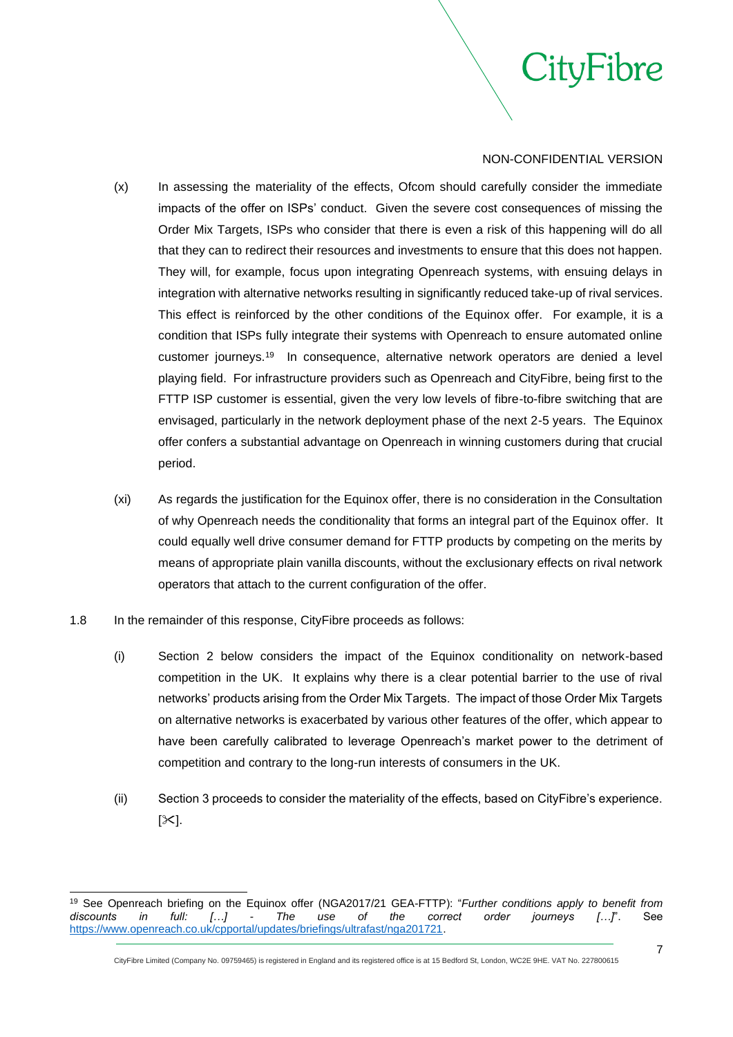NON-CONFIDENTIAL VERSION

(x) In assessing the materiality of the effects, Ofcom should carefully consider the immediate impacts of the offer on ISPs' conduct. Given the severe cost consequences of missing the Order Mix Targets, ISPs who consider that there is even a risk of this happening will do all that they can to redirect their resources and investments to ensure that this does not happen. They will, for example, focus upon integrating Openreach systems, with ensuing delays in integration with alternative networks resulting in significantly reduced take-up of rival services. This effect is reinforced by the other conditions of the Equinox offer. For example, it is a condition that ISPs fully integrate their systems with Openreach to ensure automated online customer journeys.[19] In consequence, alternative network operators are denied a level playing field. For infrastructure providers such as Openreach and CityFibre, being first to the FTTP ISP customer is essential, given the very low levels of fibre-to-fibre switching that are envisaged, particularly in the network deployment phase of the next 2-5 years. The Equinox offer confers a substantial advantage on Openreach in winning customers during that crucial period.

(xi) As regards the justification for the Equinox offer, there is no consideration in the Consultation of why Openreach needs the conditionality that forms an integral part of the Equinox offer. It could equally well drive consumer demand for FTTP products by competing on the merits by means of appropriate plain vanilla discounts, without the exclusionary effects on rival network operators that attach to the current configuration of the offer.

1.8 In the remainder of this response, CityFibre proceeds as follows:

(i) Section 2 below considers the impact of the Equinox conditionality on network-based competition in the UK. It explains why there is a clear potential barrier to the use of rival networks' products arising from the Order Mix Targets. The impact of those Order Mix Targets on alternative networks is exacerbated by various other features of the offer, which appear to have been carefully calibrated to leverage Openreach's market power to the detriment of competition and contrary to the long-run interests of consumers in the UK.

(ii) Section 3 proceeds to consider the materiality of the effects, based on CityFibre's experience. [✂].

---

[19] See Openreach briefing on the Equinox offer (NGA2017/21 GEA-FTTP): "*Further conditions apply to benefit from discounts in full: […] - The use of the correct order journeys […]*". See https://www.openreach.co.uk/cpportal/updates/briefings/ultrafast/nga201721.

CityFibre Limited (Company No. 09759465) is registered in England and its registered office is at 15 Bedford St, London, WC2E 9HE. VAT No. 227800615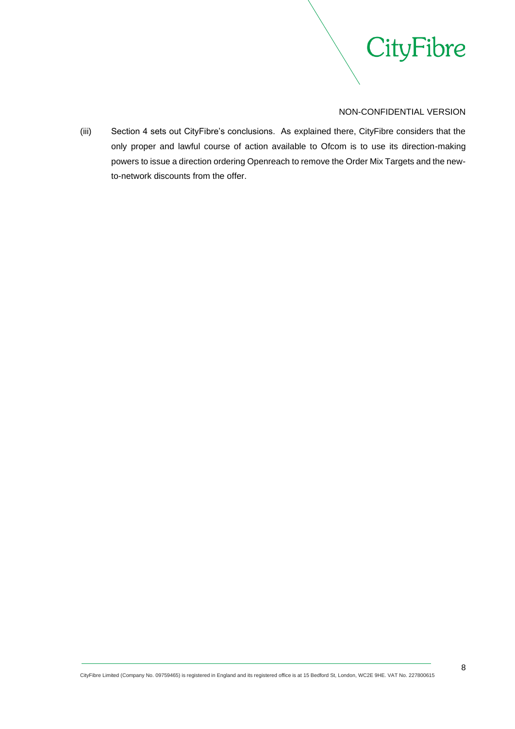NON-CONFIDENTIAL VERSION

(iii) Section 4 sets out CityFibre's conclusions. As explained there, CityFibre considers that the only proper and lawful course of action available to Ofcom is to use its direction-making powers to issue a direction ordering Openreach to remove the Order Mix Targets and the new-to-network discounts from the offer.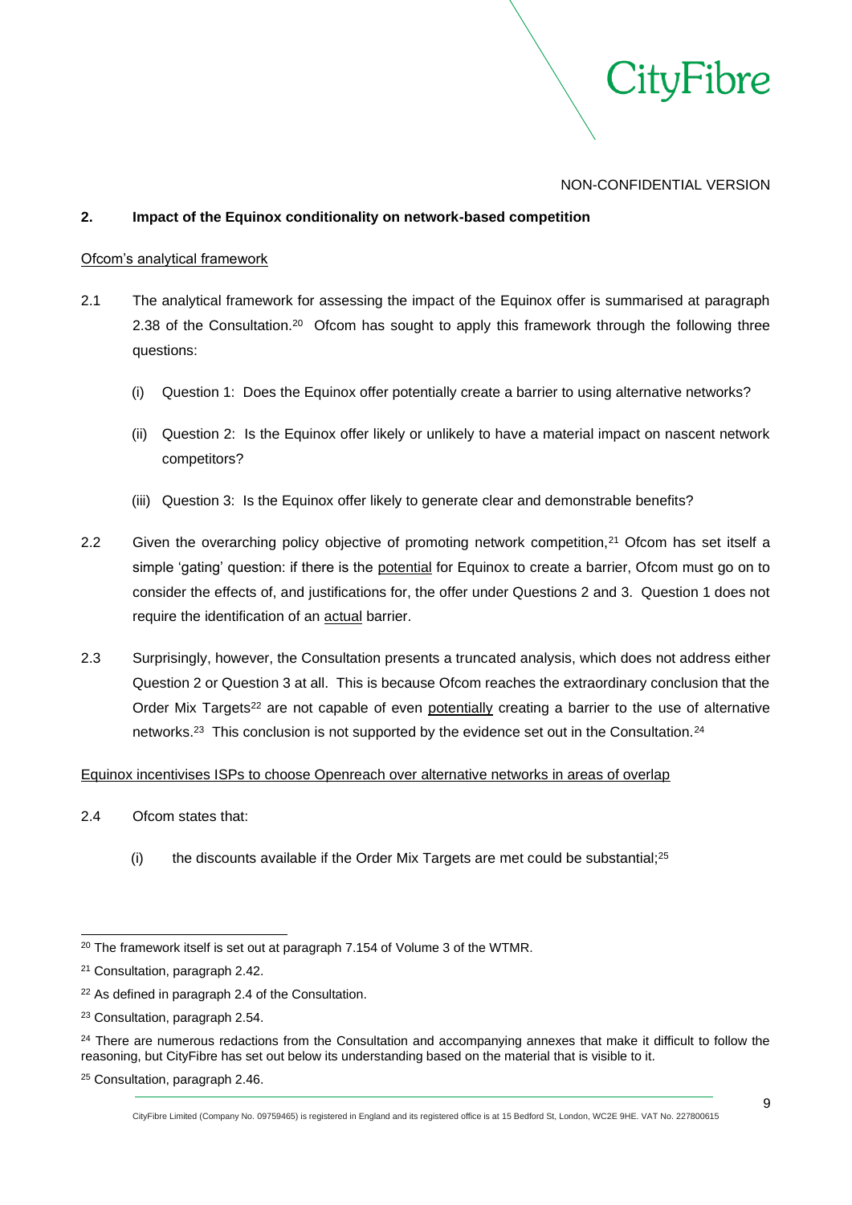NON-CONFIDENTIAL VERSION

## 2. Impact of the Equinox conditionality on network-based competition

Ofcom's analytical framework

2.1 The analytical framework for assessing the impact of the Equinox offer is summarised at paragraph 2.38 of the Consultation.[20] Ofcom has sought to apply this framework through the following three questions:

(i) Question 1: Does the Equinox offer potentially create a barrier to using alternative networks?

(ii) Question 2: Is the Equinox offer likely or unlikely to have a material impact on nascent network competitors?

(iii) Question 3: Is the Equinox offer likely to generate clear and demonstrable benefits?

2.2 Given the overarching policy objective of promoting network competition,[21] Ofcom has set itself a simple 'gating' question: if there is the potential for Equinox to create a barrier, Ofcom must go on to consider the effects of, and justifications for, the offer under Questions 2 and 3. Question 1 does not require the identification of an actual barrier.

2.3 Surprisingly, however, the Consultation presents a truncated analysis, which does not address either Question 2 or Question 3 at all. This is because Ofcom reaches the extraordinary conclusion that the Order Mix Targets[22] are not capable of even potentially creating a barrier to the use of alternative networks.[23] This conclusion is not supported by the evidence set out in the Consultation.[24]

Equinox incentivises ISPs to choose Openreach over alternative networks in areas of overlap

2.4 Ofcom states that:

(i) the discounts available if the Order Mix Targets are met could be substantial;[25]

---

[20] The framework itself is set out at paragraph 7.154 of Volume 3 of the WTMR.

[21] Consultation, paragraph 2.42.

[22] As defined in paragraph 2.4 of the Consultation.

[23] Consultation, paragraph 2.54.

[24] There are numerous redactions from the Consultation and accompanying annexes that make it difficult to follow the reasoning, but CityFibre has set out below its understanding based on the material that is visible to it.

[25] Consultation, paragraph 2.46.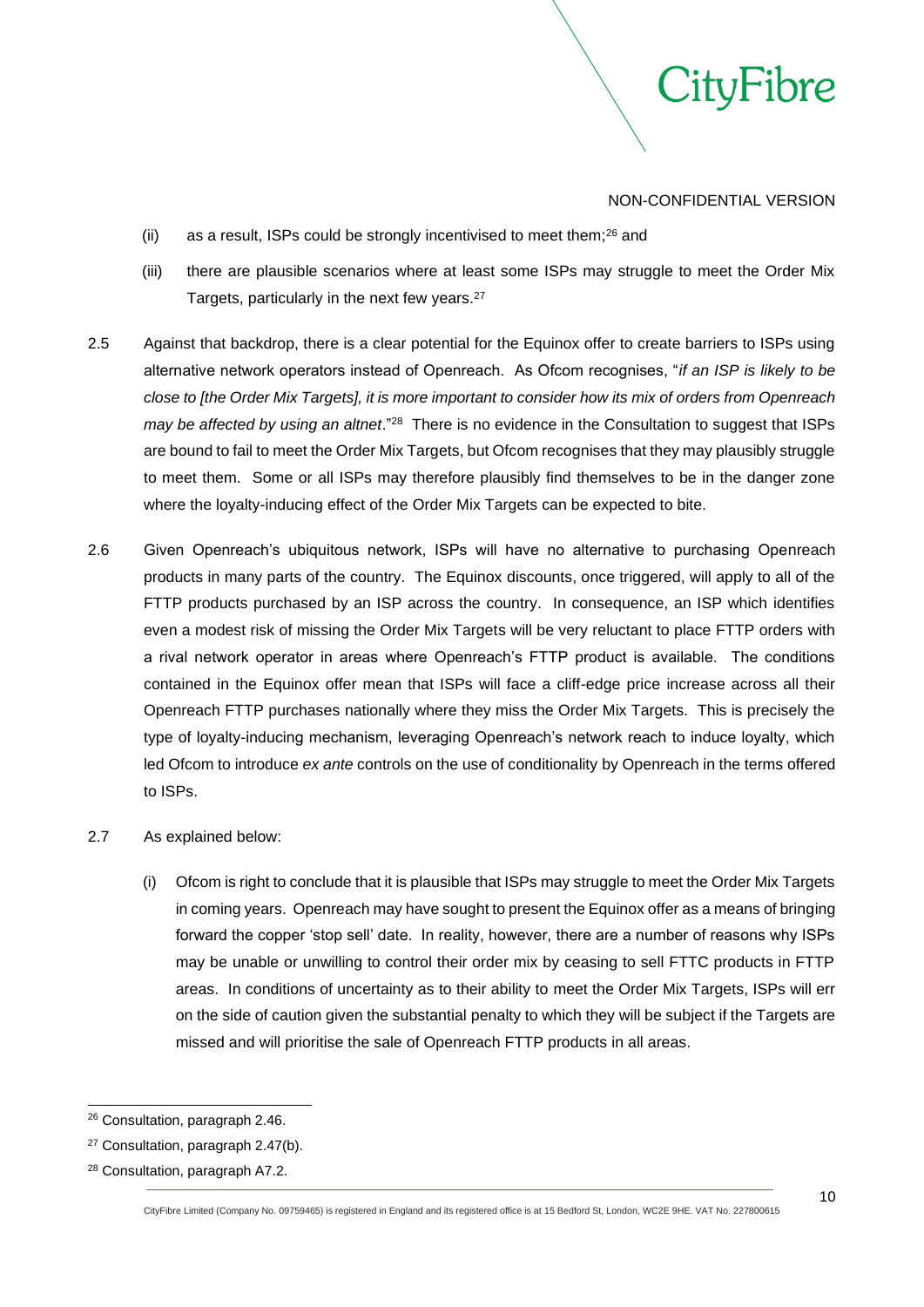NON-CONFIDENTIAL VERSION

(ii) as a result, ISPs could be strongly incentivised to meet them;[26] and

(iii) there are plausible scenarios where at least some ISPs may struggle to meet the Order Mix Targets, particularly in the next few years.[27]

2.5 Against that backdrop, there is a clear potential for the Equinox offer to create barriers to ISPs using alternative network operators instead of Openreach. As Ofcom recognises, "*if an ISP is likely to be close to [the Order Mix Targets], it is more important to consider how its mix of orders from Openreach may be affected by using an altnet*."[28] There is no evidence in the Consultation to suggest that ISPs are bound to fail to meet the Order Mix Targets, but Ofcom recognises that they may plausibly struggle to meet them. Some or all ISPs may therefore plausibly find themselves to be in the danger zone where the loyalty-inducing effect of the Order Mix Targets can be expected to bite.

2.6 Given Openreach's ubiquitous network, ISPs will have no alternative to purchasing Openreach products in many parts of the country. The Equinox discounts, once triggered, will apply to all of the FTTP products purchased by an ISP across the country. In consequence, an ISP which identifies even a modest risk of missing the Order Mix Targets will be very reluctant to place FTTP orders with a rival network operator in areas where Openreach's FTTP product is available. The conditions contained in the Equinox offer mean that ISPs will face a cliff-edge price increase across all their Openreach FTTP purchases nationally where they miss the Order Mix Targets. This is precisely the type of loyalty-inducing mechanism, leveraging Openreach's network reach to induce loyalty, which led Ofcom to introduce *ex ante* controls on the use of conditionality by Openreach in the terms offered to ISPs.

2.7 As explained below:

(i) Ofcom is right to conclude that it is plausible that ISPs may struggle to meet the Order Mix Targets in coming years. Openreach may have sought to present the Equinox offer as a means of bringing forward the copper 'stop sell' date. In reality, however, there are a number of reasons why ISPs may be unable or unwilling to control their order mix by ceasing to sell FTTC products in FTTP areas. In conditions of uncertainty as to their ability to meet the Order Mix Targets, ISPs will err on the side of caution given the substantial penalty to which they will be subject if the Targets are missed and will prioritise the sale of Openreach FTTP products in all areas.

[26] Consultation, paragraph 2.46.

[27] Consultation, paragraph 2.47(b).

[28] Consultation, paragraph A7.2.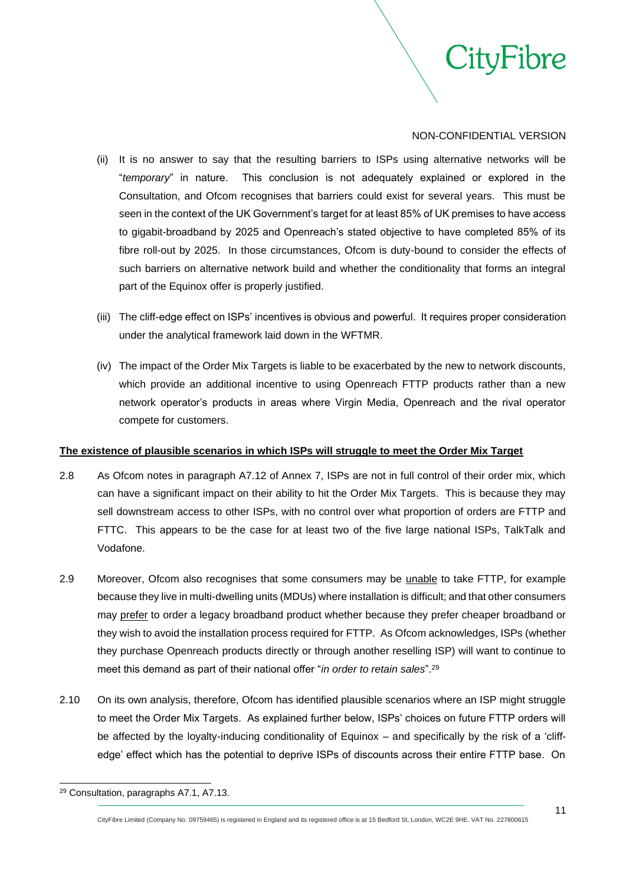(ii) It is no answer to say that the resulting barriers to ISPs using alternative networks will be "*temporary*" in nature. This conclusion is not adequately explained or explored in the Consultation, and Ofcom recognises that barriers could exist for several years. This must be seen in the context of the UK Government's target for at least 85% of UK premises to have access to gigabit-broadband by 2025 and Openreach's stated objective to have completed 85% of its fibre roll-out by 2025. In those circumstances, Ofcom is duty-bound to consider the effects of such barriers on alternative network build and whether the conditionality that forms an integral part of the Equinox offer is properly justified.

(iii) The cliff-edge effect on ISPs' incentives is obvious and powerful. It requires proper consideration under the analytical framework laid down in the WFTMR.

(iv) The impact of the Order Mix Targets is liable to be exacerbated by the new to network discounts, which provide an additional incentive to using Openreach FTTP products rather than a new network operator's products in areas where Virgin Media, Openreach and the rival operator compete for customers.

**<u>The existence of plausible scenarios in which ISPs will struggle to meet the Order Mix Target</u>**

2.8 As Ofcom notes in paragraph A7.12 of Annex 7, ISPs are not in full control of their order mix, which can have a significant impact on their ability to hit the Order Mix Targets. This is because they may sell downstream access to other ISPs, with no control over what proportion of orders are FTTP and FTTC. This appears to be the case for at least two of the five large national ISPs, TalkTalk and Vodafone.

2.9 Moreover, Ofcom also recognises that some consumers may be <u>unable</u> to take FTTP, for example because they live in multi-dwelling units (MDUs) where installation is difficult; and that other consumers may <u>prefer</u> to order a legacy broadband product whether because they prefer cheaper broadband or they wish to avoid the installation process required for FTTP. As Ofcom acknowledges, ISPs (whether they purchase Openreach products directly or through another reselling ISP) will want to continue to meet this demand as part of their national offer "*in order to retain sales*".[29]

2.10 On its own analysis, therefore, Ofcom has identified plausible scenarios where an ISP might struggle to meet the Order Mix Targets. As explained further below, ISPs' choices on future FTTP orders will be affected by the loyalty-inducing conditionality of Equinox – and specifically by the risk of a 'cliff-edge' effect which has the potential to deprive ISPs of discounts across their entire FTTP base. On

[29] Consultation, paragraphs A7.1, A7.13.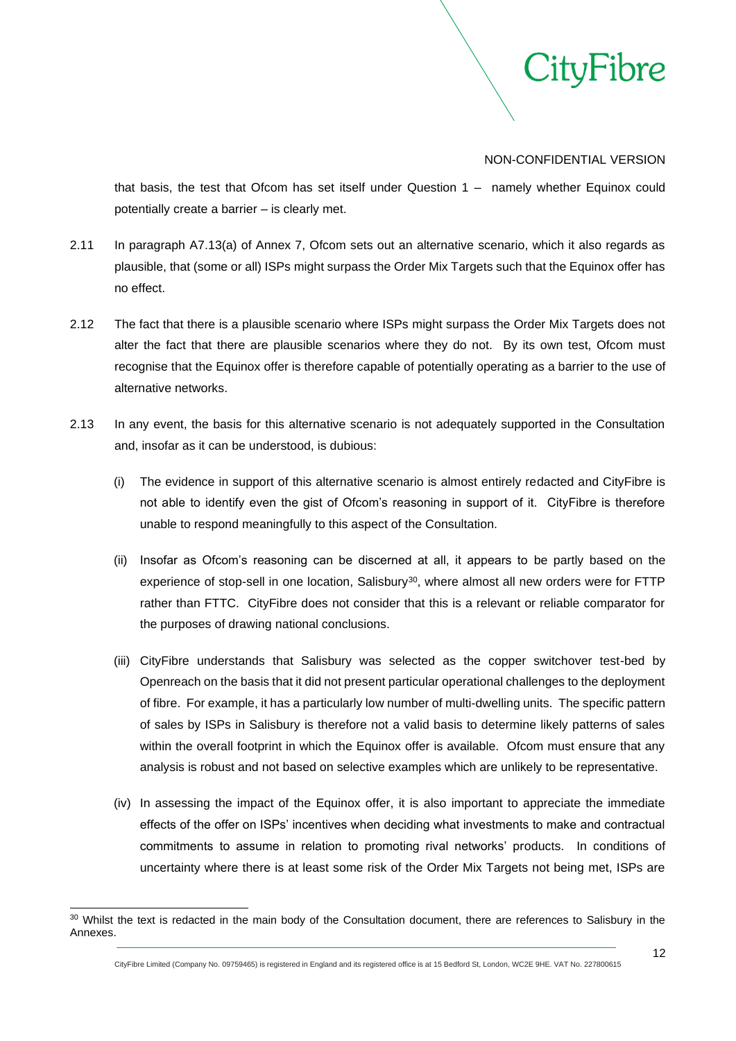that basis, the test that Ofcom has set itself under Question 1 – namely whether Equinox could potentially create a barrier – is clearly met.

2.11 In paragraph A7.13(a) of Annex 7, Ofcom sets out an alternative scenario, which it also regards as plausible, that (some or all) ISPs might surpass the Order Mix Targets such that the Equinox offer has no effect.

2.12 The fact that there is a plausible scenario where ISPs might surpass the Order Mix Targets does not alter the fact that there are plausible scenarios where they do not. By its own test, Ofcom must recognise that the Equinox offer is therefore capable of potentially operating as a barrier to the use of alternative networks.

2.13 In any event, the basis for this alternative scenario is not adequately supported in the Consultation and, insofar as it can be understood, is dubious:

(i) The evidence in support of this alternative scenario is almost entirely redacted and CityFibre is not able to identify even the gist of Ofcom's reasoning in support of it. CityFibre is therefore unable to respond meaningfully to this aspect of the Consultation.

(ii) Insofar as Ofcom's reasoning can be discerned at all, it appears to be partly based on the experience of stop-sell in one location, Salisbury[30], where almost all new orders were for FTTP rather than FTTC. CityFibre does not consider that this is a relevant or reliable comparator for the purposes of drawing national conclusions.

(iii) CityFibre understands that Salisbury was selected as the copper switchover test-bed by Openreach on the basis that it did not present particular operational challenges to the deployment of fibre. For example, it has a particularly low number of multi-dwelling units. The specific pattern of sales by ISPs in Salisbury is therefore not a valid basis to determine likely patterns of sales within the overall footprint in which the Equinox offer is available. Ofcom must ensure that any analysis is robust and not based on selective examples which are unlikely to be representative.

(iv) In assessing the impact of the Equinox offer, it is also important to appreciate the immediate effects of the offer on ISPs' incentives when deciding what investments to make and contractual commitments to assume in relation to promoting rival networks' products. In conditions of uncertainty where there is at least some risk of the Order Mix Targets not being met, ISPs are

[30] Whilst the text is redacted in the main body of the Consultation document, there are references to Salisbury in the Annexes.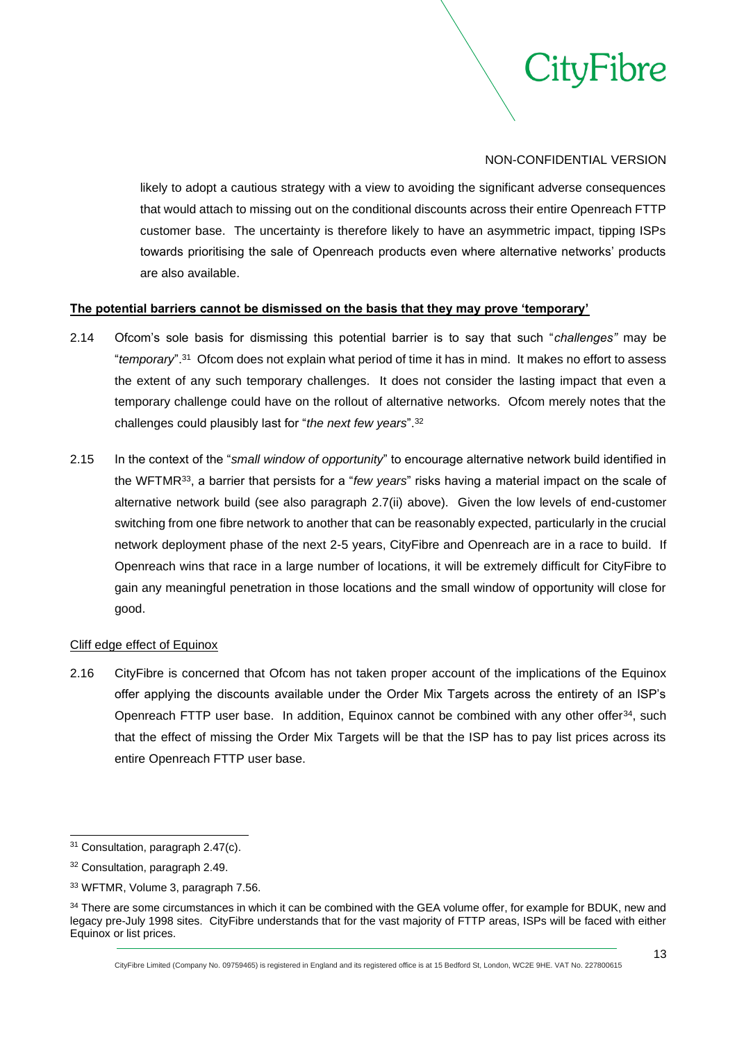NON-CONFIDENTIAL VERSION

likely to adopt a cautious strategy with a view to avoiding the significant adverse consequences that would attach to missing out on the conditional discounts across their entire Openreach FTTP customer base. The uncertainty is therefore likely to have an asymmetric impact, tipping ISPs towards prioritising the sale of Openreach products even where alternative networks' products are also available.

**The potential barriers cannot be dismissed on the basis that they may prove 'temporary'**

2.14 Ofcom's sole basis for dismissing this potential barrier is to say that such "*challenges*" may be "*temporary*".[31] Ofcom does not explain what period of time it has in mind. It makes no effort to assess the extent of any such temporary challenges. It does not consider the lasting impact that even a temporary challenge could have on the rollout of alternative networks. Ofcom merely notes that the challenges could plausibly last for "*the next few years*".[32]

2.15 In the context of the "*small window of opportunity*" to encourage alternative network build identified in the WFTMR[33], a barrier that persists for a "*few years*" risks having a material impact on the scale of alternative network build (see also paragraph 2.7(ii) above). Given the low levels of end-customer switching from one fibre network to another that can be reasonably expected, particularly in the crucial network deployment phase of the next 2-5 years, CityFibre and Openreach are in a race to build. If Openreach wins that race in a large number of locations, it will be extremely difficult for CityFibre to gain any meaningful penetration in those locations and the small window of opportunity will close for good.

Cliff edge effect of Equinox

2.16 CityFibre is concerned that Ofcom has not taken proper account of the implications of the Equinox offer applying the discounts available under the Order Mix Targets across the entirety of an ISP's Openreach FTTP user base. In addition, Equinox cannot be combined with any other offer[34], such that the effect of missing the Order Mix Targets will be that the ISP has to pay list prices across its entire Openreach FTTP user base.

---

[31] Consultation, paragraph 2.47(c).

[32] Consultation, paragraph 2.49.

[33] WFTMR, Volume 3, paragraph 7.56.

[34] There are some circumstances in which it can be combined with the GEA volume offer, for example for BDUK, new and legacy pre-July 1998 sites. CityFibre understands that for the vast majority of FTTP areas, ISPs will be faced with either Equinox or list prices.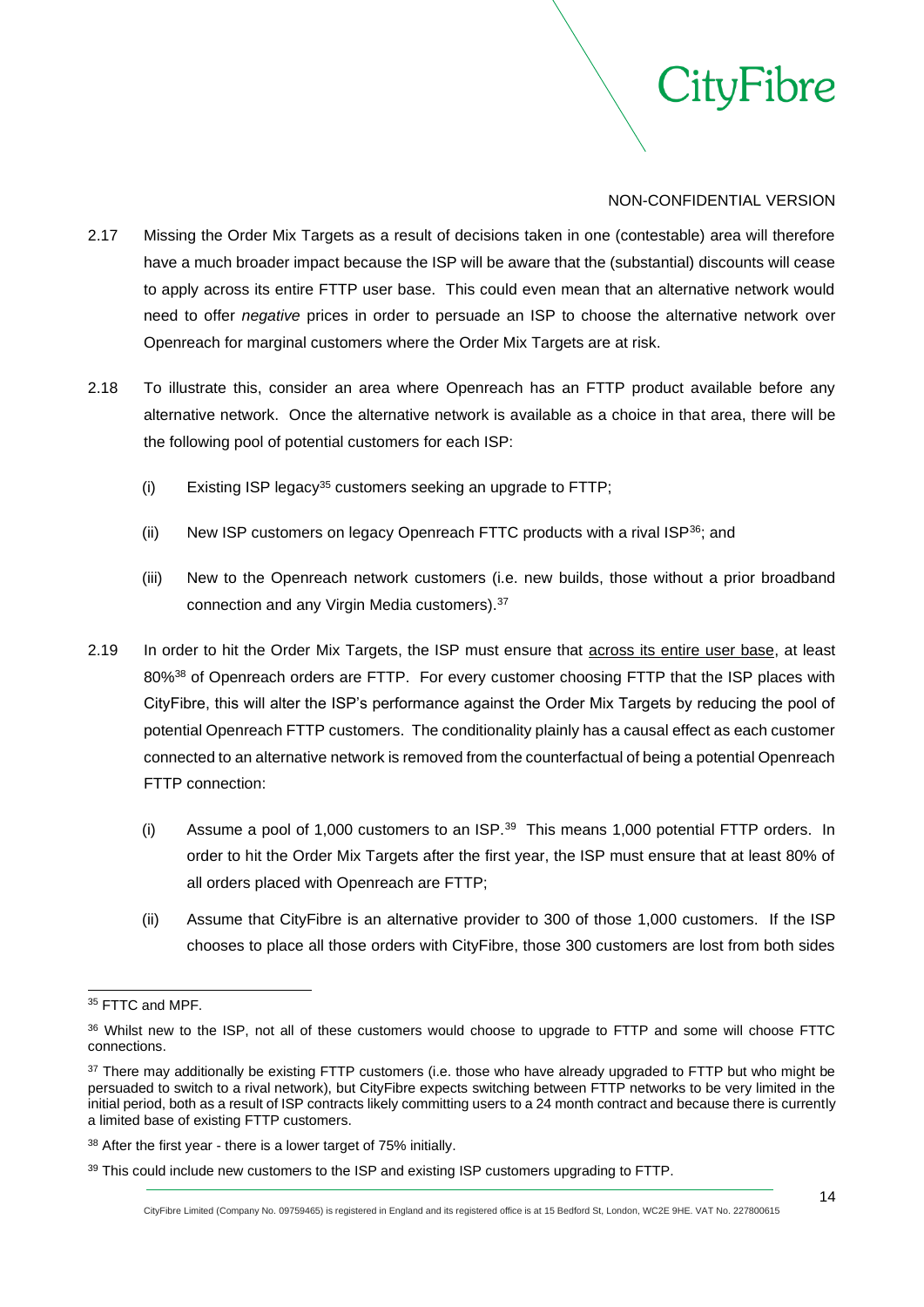NON-CONFIDENTIAL VERSION

2.17 Missing the Order Mix Targets as a result of decisions taken in one (contestable) area will therefore have a much broader impact because the ISP will be aware that the (substantial) discounts will cease to apply across its entire FTTP user base. This could even mean that an alternative network would need to offer *negative* prices in order to persuade an ISP to choose the alternative network over Openreach for marginal customers where the Order Mix Targets are at risk.

2.18 To illustrate this, consider an area where Openreach has an FTTP product available before any alternative network. Once the alternative network is available as a choice in that area, there will be the following pool of potential customers for each ISP:

(i) Existing ISP legacy[35] customers seeking an upgrade to FTTP;

(ii) New ISP customers on legacy Openreach FTTC products with a rival ISP[36]; and

(iii) New to the Openreach network customers (i.e. new builds, those without a prior broadband connection and any Virgin Media customers).[37]

2.19 In order to hit the Order Mix Targets, the ISP must ensure that <u>across its entire user base</u>, at least 80%[38] of Openreach orders are FTTP. For every customer choosing FTTP that the ISP places with CityFibre, this will alter the ISP's performance against the Order Mix Targets by reducing the pool of potential Openreach FTTP customers. The conditionality plainly has a causal effect as each customer connected to an alternative network is removed from the counterfactual of being a potential Openreach FTTP connection:

(i) Assume a pool of 1,000 customers to an ISP.[39] This means 1,000 potential FTTP orders. In order to hit the Order Mix Targets after the first year, the ISP must ensure that at least 80% of all orders placed with Openreach are FTTP;

(ii) Assume that CityFibre is an alternative provider to 300 of those 1,000 customers. If the ISP chooses to place all those orders with CityFibre, those 300 customers are lost from both sides

---

[35] FTTC and MPF.

[36] Whilst new to the ISP, not all of these customers would choose to upgrade to FTTP and some will choose FTTC connections.

[37] There may additionally be existing FTTP customers (i.e. those who have already upgraded to FTTP but who might be persuaded to switch to a rival network), but CityFibre expects switching between FTTP networks to be very limited in the initial period, both as a result of ISP contracts likely committing users to a 24 month contract and because there is currently a limited base of existing FTTP customers.

[38] After the first year - there is a lower target of 75% initially.

[39] This could include new customers to the ISP and existing ISP customers upgrading to FTTP.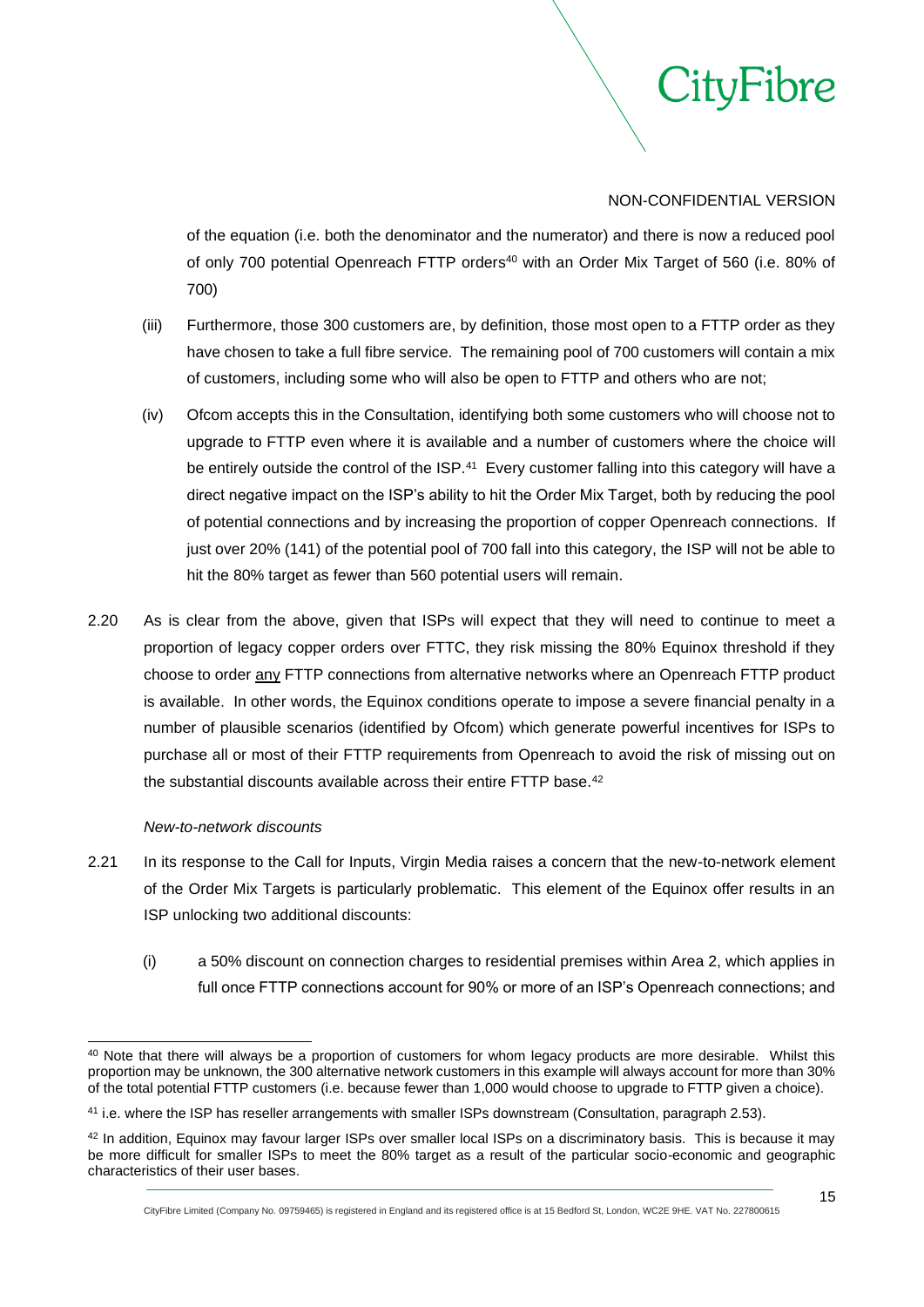NON-CONFIDENTIAL VERSION

of the equation (i.e. both the denominator and the numerator) and there is now a reduced pool of only 700 potential Openreach FTTP orders[40] with an Order Mix Target of 560 (i.e. 80% of 700)

(iii) Furthermore, those 300 customers are, by definition, those most open to a FTTP order as they have chosen to take a full fibre service. The remaining pool of 700 customers will contain a mix of customers, including some who will also be open to FTTP and others who are not;

(iv) Ofcom accepts this in the Consultation, identifying both some customers who will choose not to upgrade to FTTP even where it is available and a number of customers where the choice will be entirely outside the control of the ISP.[41] Every customer falling into this category will have a direct negative impact on the ISP's ability to hit the Order Mix Target, both by reducing the pool of potential connections and by increasing the proportion of copper Openreach connections. If just over 20% (141) of the potential pool of 700 fall into this category, the ISP will not be able to hit the 80% target as fewer than 560 potential users will remain.

2.20 As is clear from the above, given that ISPs will expect that they will need to continue to meet a proportion of legacy copper orders over FTTC, they risk missing the 80% Equinox threshold if they choose to order <u>any</u> FTTP connections from alternative networks where an Openreach FTTP product is available. In other words, the Equinox conditions operate to impose a severe financial penalty in a number of plausible scenarios (identified by Ofcom) which generate powerful incentives for ISPs to purchase all or most of their FTTP requirements from Openreach to avoid the risk of missing out on the substantial discounts available across their entire FTTP base.[42]

*New-to-network discounts*

2.21 In its response to the Call for Inputs, Virgin Media raises a concern that the new-to-network element of the Order Mix Targets is particularly problematic. This element of the Equinox offer results in an ISP unlocking two additional discounts:

(i) a 50% discount on connection charges to residential premises within Area 2, which applies in full once FTTP connections account for 90% or more of an ISP's Openreach connections; and

---

[40] Note that there will always be a proportion of customers for whom legacy products are more desirable. Whilst this proportion may be unknown, the 300 alternative network customers in this example will always account for more than 30% of the total potential FTTP customers (i.e. because fewer than 1,000 would choose to upgrade to FTTP given a choice).

[41] i.e. where the ISP has reseller arrangements with smaller ISPs downstream (Consultation, paragraph 2.53).

[42] In addition, Equinox may favour larger ISPs over smaller local ISPs on a discriminatory basis. This is because it may be more difficult for smaller ISPs to meet the 80% target as a result of the particular socio-economic and geographic characteristics of their user bases.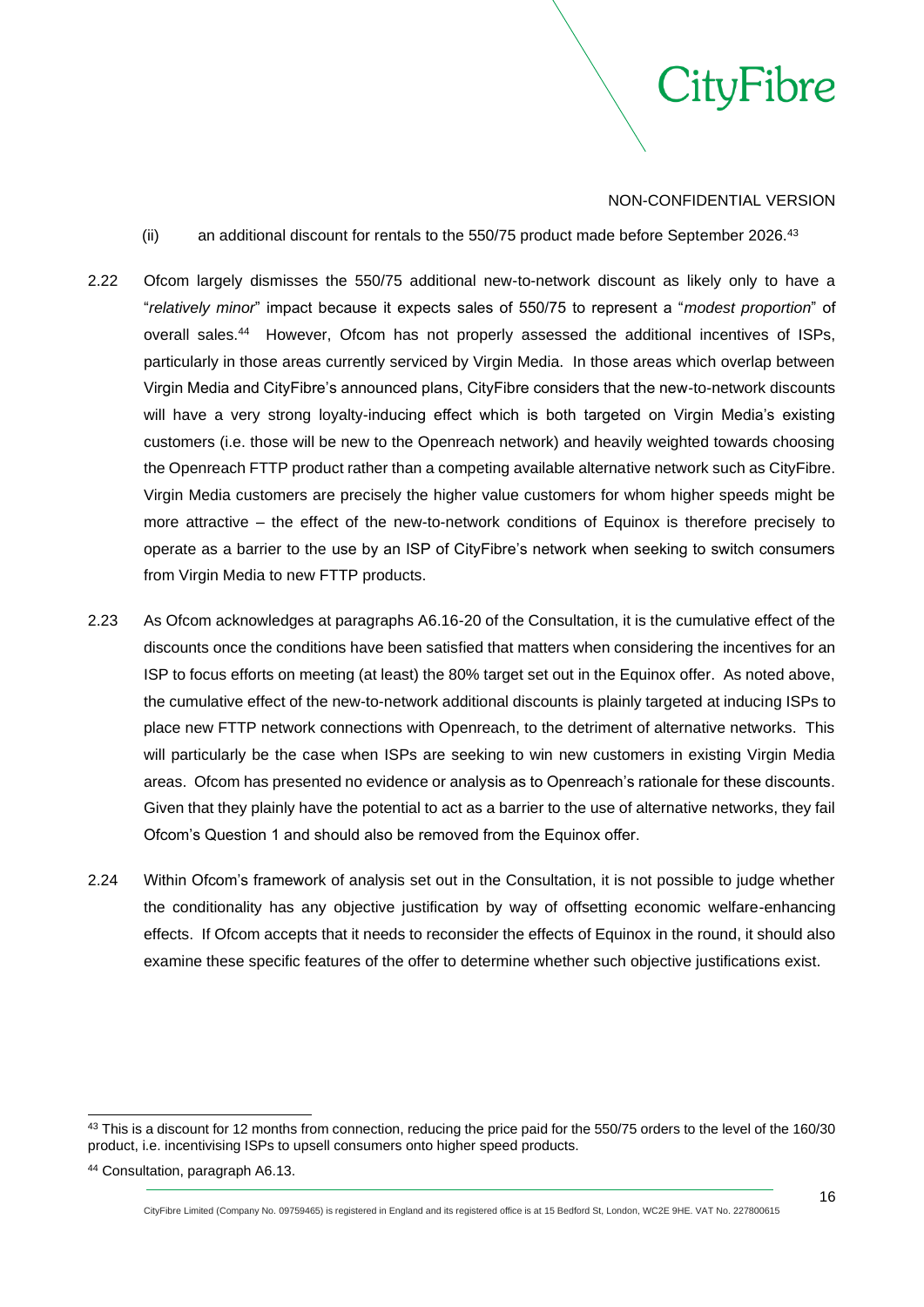NON-CONFIDENTIAL VERSION

(ii) an additional discount for rentals to the 550/75 product made before September 2026.[43]

2.22 Ofcom largely dismisses the 550/75 additional new-to-network discount as likely only to have a "*relatively minor*" impact because it expects sales of 550/75 to represent a "*modest proportion*" of overall sales.[44] However, Ofcom has not properly assessed the additional incentives of ISPs, particularly in those areas currently serviced by Virgin Media. In those areas which overlap between Virgin Media and CityFibre's announced plans, CityFibre considers that the new-to-network discounts will have a very strong loyalty-inducing effect which is both targeted on Virgin Media's existing customers (i.e. those will be new to the Openreach network) and heavily weighted towards choosing the Openreach FTTP product rather than a competing available alternative network such as CityFibre. Virgin Media customers are precisely the higher value customers for whom higher speeds might be more attractive – the effect of the new-to-network conditions of Equinox is therefore precisely to operate as a barrier to the use by an ISP of CityFibre's network when seeking to switch consumers from Virgin Media to new FTTP products.

2.23 As Ofcom acknowledges at paragraphs A6.16-20 of the Consultation, it is the cumulative effect of the discounts once the conditions have been satisfied that matters when considering the incentives for an ISP to focus efforts on meeting (at least) the 80% target set out in the Equinox offer. As noted above, the cumulative effect of the new-to-network additional discounts is plainly targeted at inducing ISPs to place new FTTP network connections with Openreach, to the detriment of alternative networks. This will particularly be the case when ISPs are seeking to win new customers in existing Virgin Media areas. Ofcom has presented no evidence or analysis as to Openreach's rationale for these discounts. Given that they plainly have the potential to act as a barrier to the use of alternative networks, they fail Ofcom's Question 1 and should also be removed from the Equinox offer.

2.24 Within Ofcom's framework of analysis set out in the Consultation, it is not possible to judge whether the conditionality has any objective justification by way of offsetting economic welfare-enhancing effects. If Ofcom accepts that it needs to reconsider the effects of Equinox in the round, it should also examine these specific features of the offer to determine whether such objective justifications exist.

---

[43] This is a discount for 12 months from connection, reducing the price paid for the 550/75 orders to the level of the 160/30 product, i.e. incentivising ISPs to upsell consumers onto higher speed products.

[44] Consultation, paragraph A6.13.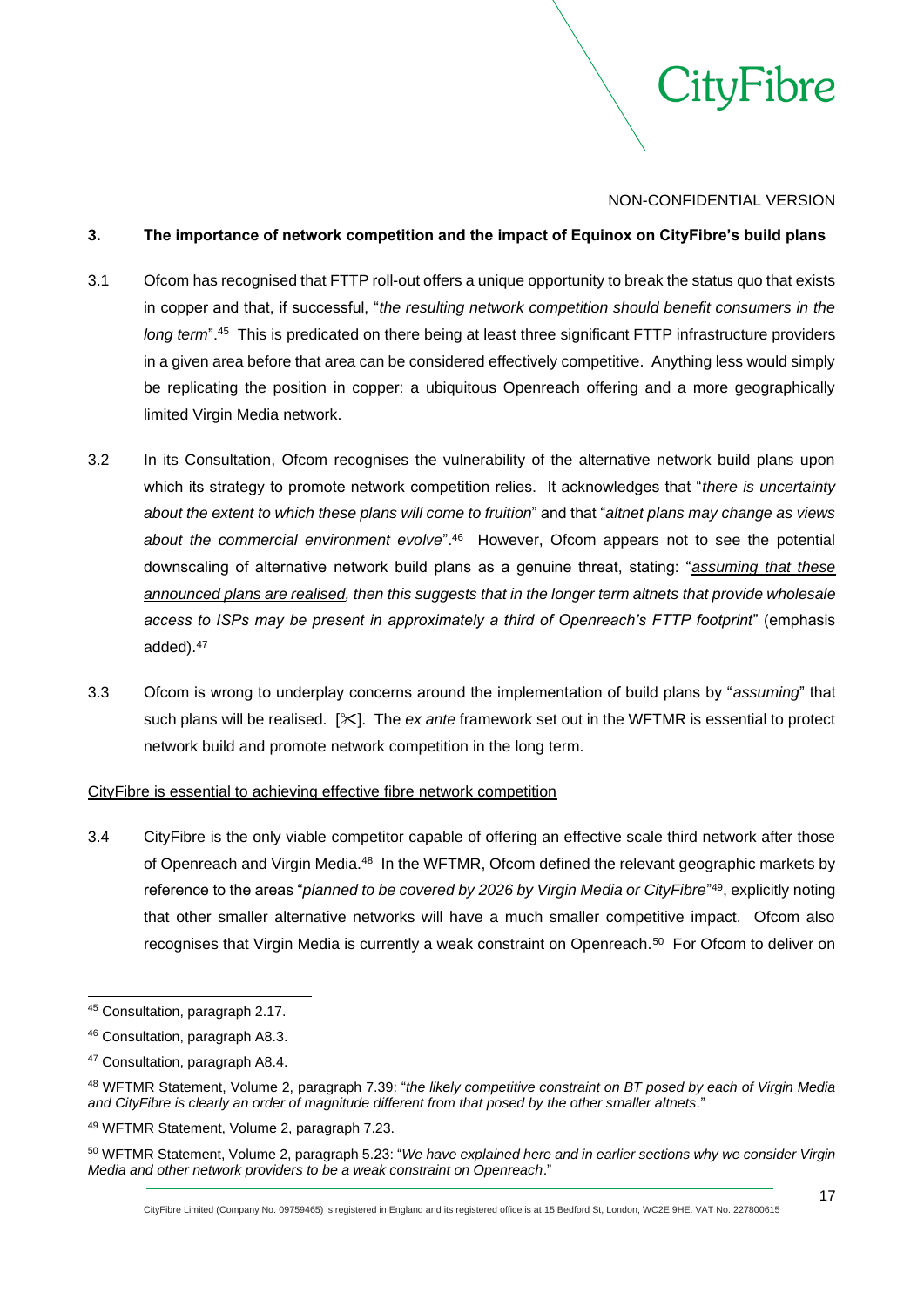NON-CONFIDENTIAL VERSION

## 3. The importance of network competition and the impact of Equinox on CityFibre's build plans

3.1 Ofcom has recognised that FTTP roll-out offers a unique opportunity to break the status quo that exists in copper and that, if successful, "*the resulting network competition should benefit consumers in the long term*".[45] This is predicated on there being at least three significant FTTP infrastructure providers in a given area before that area can be considered effectively competitive. Anything less would simply be replicating the position in copper: a ubiquitous Openreach offering and a more geographically limited Virgin Media network.

3.2 In its Consultation, Ofcom recognises the vulnerability of the alternative network build plans upon which its strategy to promote network competition relies. It acknowledges that "*there is uncertainty about the extent to which these plans will come to fruition*" and that "*altnet plans may change as views about the commercial environment evolve*".[46] However, Ofcom appears not to see the potential downscaling of alternative network build plans as a genuine threat, stating: "*<u>assuming that these announced plans are realised</u>, then this suggests that in the longer term altnets that provide wholesale access to ISPs may be present in approximately a third of Openreach's FTTP footprint*" (emphasis added).[47]

3.3 Ofcom is wrong to underplay concerns around the implementation of build plans by "*assuming*" that such plans will be realised. [✂]. The *ex ante* framework set out in the WFTMR is essential to protect network build and promote network competition in the long term.

<u>CityFibre is essential to achieving effective fibre network competition</u>

3.4 CityFibre is the only viable competitor capable of offering an effective scale third network after those of Openreach and Virgin Media.[48] In the WFTMR, Ofcom defined the relevant geographic markets by reference to the areas "*planned to be covered by 2026 by Virgin Media or CityFibre*"[49], explicitly noting that other smaller alternative networks will have a much smaller competitive impact. Ofcom also recognises that Virgin Media is currently a weak constraint on Openreach.[50] For Ofcom to deliver on

---

[45] Consultation, paragraph 2.17.

[46] Consultation, paragraph A8.3.

[47] Consultation, paragraph A8.4.

[48] WFTMR Statement, Volume 2, paragraph 7.39: "*the likely competitive constraint on BT posed by each of Virgin Media and CityFibre is clearly an order of magnitude different from that posed by the other smaller altnets*."

[49] WFTMR Statement, Volume 2, paragraph 7.23.

[50] WFTMR Statement, Volume 2, paragraph 5.23: "*We have explained here and in earlier sections why we consider Virgin Media and other network providers to be a weak constraint on Openreach*."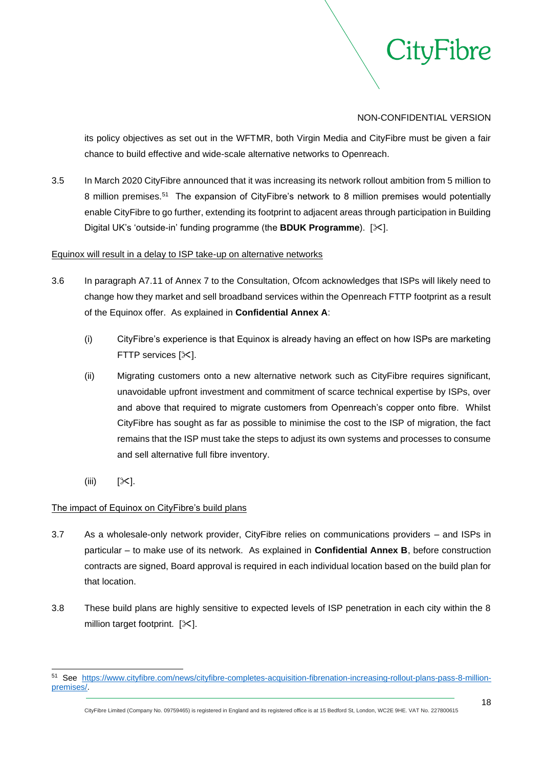NON-CONFIDENTIAL VERSION

its policy objectives as set out in the WFTMR, both Virgin Media and CityFibre must be given a fair chance to build effective and wide-scale alternative networks to Openreach.

3.5 In March 2020 CityFibre announced that it was increasing its network rollout ambition from 5 million to 8 million premises.[51] The expansion of CityFibre's network to 8 million premises would potentially enable CityFibre to go further, extending its footprint to adjacent areas through participation in Building Digital UK's 'outside-in' funding programme (the **BDUK Programme**). [✂].

Equinox will result in a delay to ISP take-up on alternative networks

3.6 In paragraph A7.11 of Annex 7 to the Consultation, Ofcom acknowledges that ISPs will likely need to change how they market and sell broadband services within the Openreach FTTP footprint as a result of the Equinox offer. As explained in **Confidential Annex A**:

(i) CityFibre's experience is that Equinox is already having an effect on how ISPs are marketing FTTP services [✂].

(ii) Migrating customers onto a new alternative network such as CityFibre requires significant, unavoidable upfront investment and commitment of scarce technical expertise by ISPs, over and above that required to migrate customers from Openreach's copper onto fibre. Whilst CityFibre has sought as far as possible to minimise the cost to the ISP of migration, the fact remains that the ISP must take the steps to adjust its own systems and processes to consume and sell alternative full fibre inventory.

(iii) [✂].

The impact of Equinox on CityFibre's build plans

3.7 As a wholesale-only network provider, CityFibre relies on communications providers – and ISPs in particular – to make use of its network. As explained in **Confidential Annex B**, before construction contracts are signed, Board approval is required in each individual location based on the build plan for that location.

3.8 These build plans are highly sensitive to expected levels of ISP penetration in each city within the 8 million target footprint. [✂].

[51] See https://www.cityfibre.com/news/cityfibre-completes-acquisition-fibrenation-increasing-rollout-plans-pass-8-million-premises/.

CityFibre Limited (Company No. 09759465) is registered in England and its registered office is at 15 Bedford St, London, WC2E 9HE. VAT No. 227800615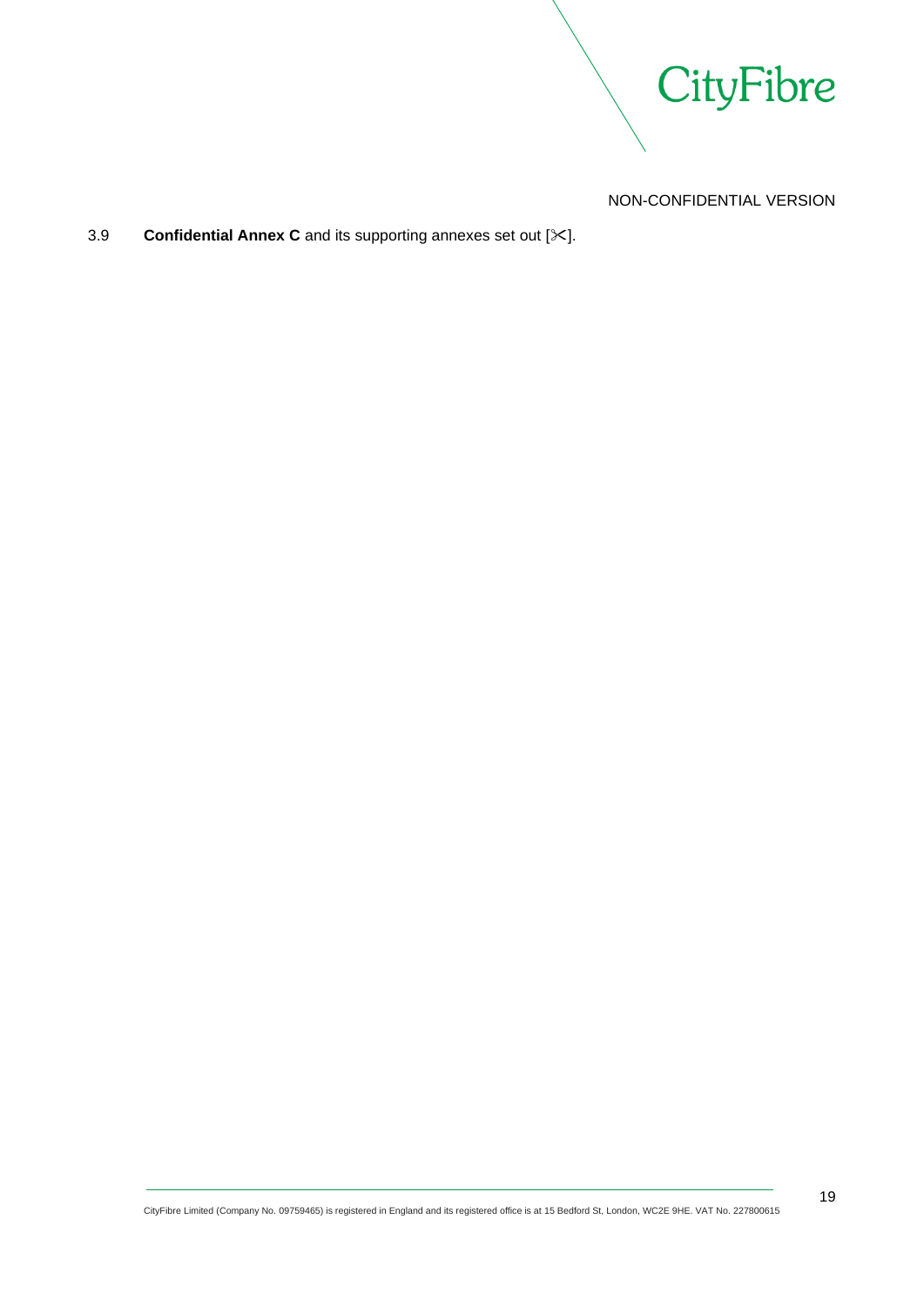3.9 **Confidential Annex C** and its supporting annexes set out [✂].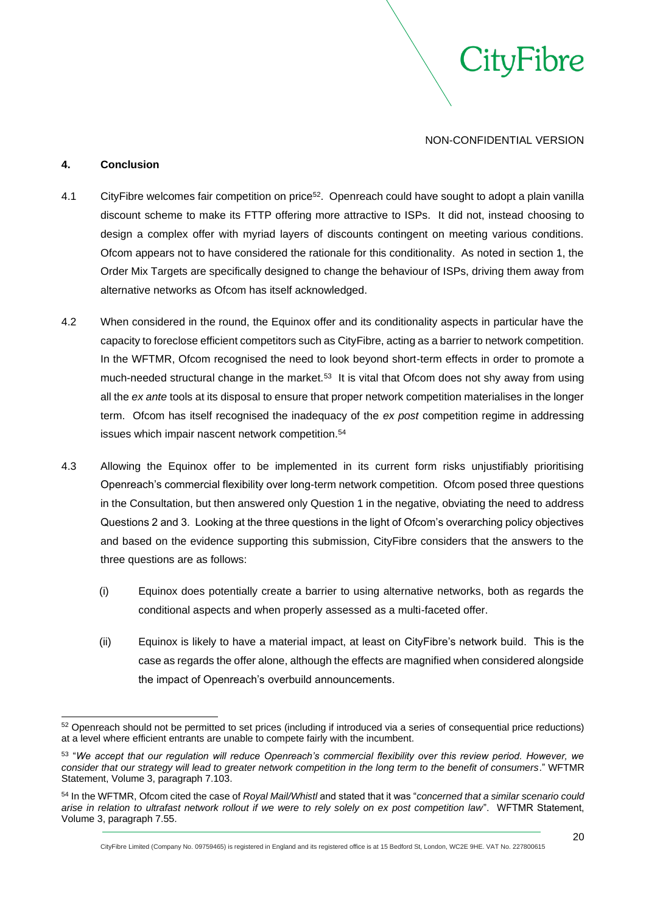NON-CONFIDENTIAL VERSION

## 4. Conclusion

4.1 CityFibre welcomes fair competition on price[52]. Openreach could have sought to adopt a plain vanilla discount scheme to make its FTTP offering more attractive to ISPs. It did not, instead choosing to design a complex offer with myriad layers of discounts contingent on meeting various conditions. Ofcom appears not to have considered the rationale for this conditionality. As noted in section 1, the Order Mix Targets are specifically designed to change the behaviour of ISPs, driving them away from alternative networks as Ofcom has itself acknowledged.

4.2 When considered in the round, the Equinox offer and its conditionality aspects in particular have the capacity to foreclose efficient competitors such as CityFibre, acting as a barrier to network competition. In the WFTMR, Ofcom recognised the need to look beyond short-term effects in order to promote a much-needed structural change in the market.[53] It is vital that Ofcom does not shy away from using all the *ex ante* tools at its disposal to ensure that proper network competition materialises in the longer term. Ofcom has itself recognised the inadequacy of the *ex post* competition regime in addressing issues which impair nascent network competition.[54]

4.3 Allowing the Equinox offer to be implemented in its current form risks unjustifiably prioritising Openreach's commercial flexibility over long-term network competition. Ofcom posed three questions in the Consultation, but then answered only Question 1 in the negative, obviating the need to address Questions 2 and 3. Looking at the three questions in the light of Ofcom's overarching policy objectives and based on the evidence supporting this submission, CityFibre considers that the answers to the three questions are as follows:

(i) Equinox does potentially create a barrier to using alternative networks, both as regards the conditional aspects and when properly assessed as a multi-faceted offer.

(ii) Equinox is likely to have a material impact, at least on CityFibre's network build. This is the case as regards the offer alone, although the effects are magnified when considered alongside the impact of Openreach's overbuild announcements.

---

[52] Openreach should not be permitted to set prices (including if introduced via a series of consequential price reductions) at a level where efficient entrants are unable to compete fairly with the incumbent.

[53] "*We accept that our regulation will reduce Openreach's commercial flexibility over this review period. However, we consider that our strategy will lead to greater network competition in the long term to the benefit of consumers*." WFTMR Statement, Volume 3, paragraph 7.103.

[54] In the WFTMR, Ofcom cited the case of *Royal Mail/Whistl* and stated that it was "*concerned that a similar scenario could arise in relation to ultrafast network rollout if we were to rely solely on ex post competition law*". WFTMR Statement, Volume 3, paragraph 7.55.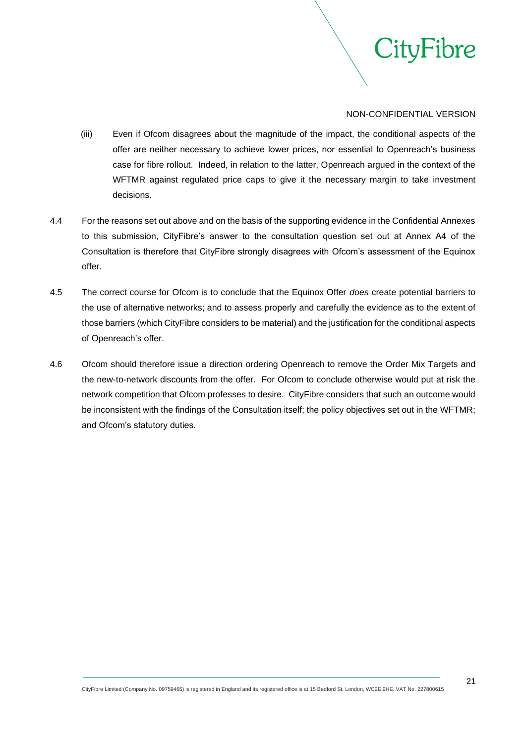(iii) Even if Ofcom disagrees about the magnitude of the impact, the conditional aspects of the offer are neither necessary to achieve lower prices, nor essential to Openreach's business case for fibre rollout. Indeed, in relation to the latter, Openreach argued in the context of the WFTMR against regulated price caps to give it the necessary margin to take investment decisions.

4.4 For the reasons set out above and on the basis of the supporting evidence in the Confidential Annexes to this submission, CityFibre's answer to the consultation question set out at Annex A4 of the Consultation is therefore that CityFibre strongly disagrees with Ofcom's assessment of the Equinox offer.

4.5 The correct course for Ofcom is to conclude that the Equinox Offer *does* create potential barriers to the use of alternative networks; and to assess properly and carefully the evidence as to the extent of those barriers (which CityFibre considers to be material) and the justification for the conditional aspects of Openreach's offer.

4.6 Ofcom should therefore issue a direction ordering Openreach to remove the Order Mix Targets and the new-to-network discounts from the offer. For Ofcom to conclude otherwise would put at risk the network competition that Ofcom professes to desire. CityFibre considers that such an outcome would be inconsistent with the findings of the Consultation itself; the policy objectives set out in the WFTMR; and Ofcom's statutory duties.